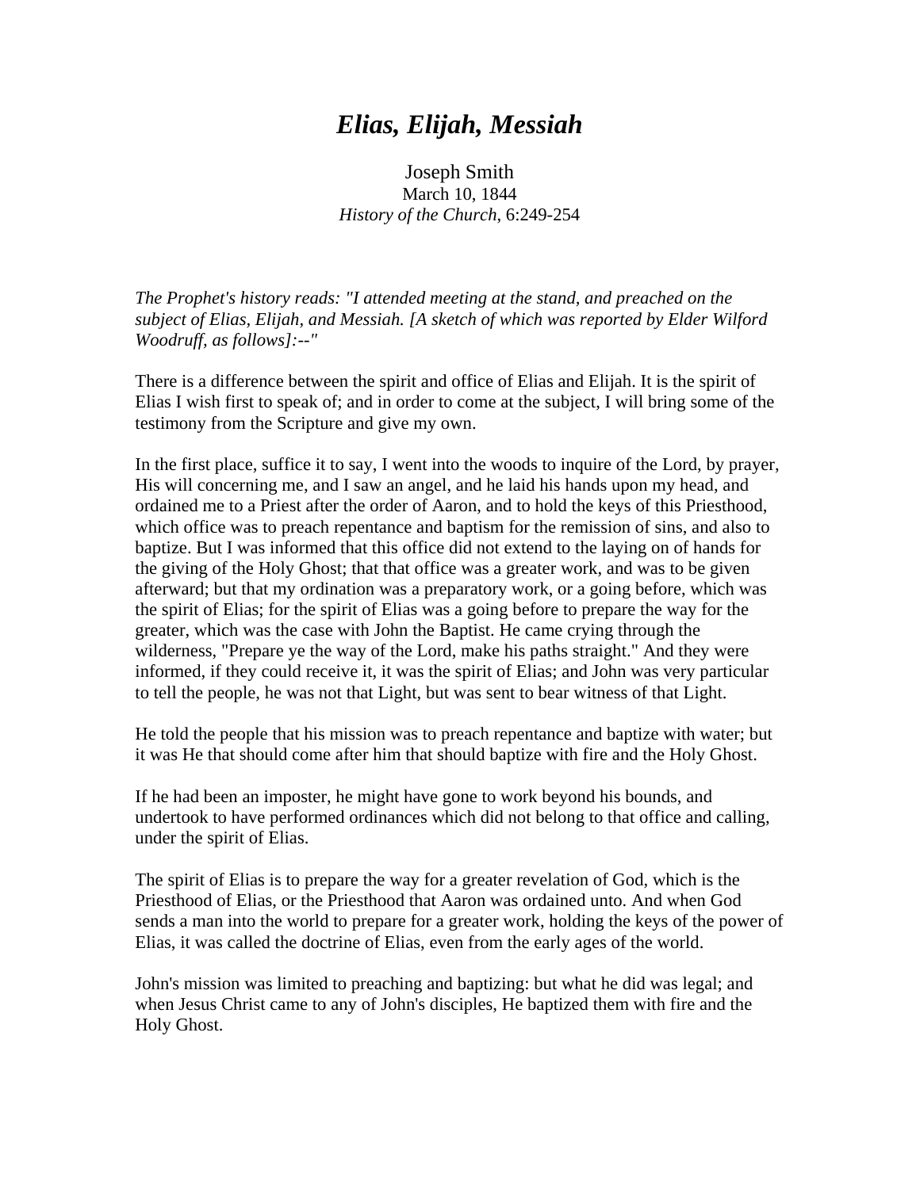# *Elias, Elijah, Messiah*

Joseph Smith
March 10, 1844
*History of the Church*, 6:249-254

*The Prophet's history reads: "I attended meeting at the stand, and preached on the subject of Elias, Elijah, and Messiah. [A sketch of which was reported by Elder Wilford Woodruff, as follows]:--"*

There is a difference between the spirit and office of Elias and Elijah. It is the spirit of Elias I wish first to speak of; and in order to come at the subject, I will bring some of the testimony from the Scripture and give my own.

In the first place, suffice it to say, I went into the woods to inquire of the Lord, by prayer, His will concerning me, and I saw an angel, and he laid his hands upon my head, and ordained me to a Priest after the order of Aaron, and to hold the keys of this Priesthood, which office was to preach repentance and baptism for the remission of sins, and also to baptize. But I was informed that this office did not extend to the laying on of hands for the giving of the Holy Ghost; that that office was a greater work, and was to be given afterward; but that my ordination was a preparatory work, or a going before, which was the spirit of Elias; for the spirit of Elias was a going before to prepare the way for the greater, which was the case with John the Baptist. He came crying through the wilderness, "Prepare ye the way of the Lord, make his paths straight." And they were informed, if they could receive it, it was the spirit of Elias; and John was very particular to tell the people, he was not that Light, but was sent to bear witness of that Light.

He told the people that his mission was to preach repentance and baptize with water; but it was He that should come after him that should baptize with fire and the Holy Ghost.

If he had been an imposter, he might have gone to work beyond his bounds, and undertook to have performed ordinances which did not belong to that office and calling, under the spirit of Elias.

The spirit of Elias is to prepare the way for a greater revelation of God, which is the Priesthood of Elias, or the Priesthood that Aaron was ordained unto. And when God sends a man into the world to prepare for a greater work, holding the keys of the power of Elias, it was called the doctrine of Elias, even from the early ages of the world.

John's mission was limited to preaching and baptizing: but what he did was legal; and when Jesus Christ came to any of John's disciples, He baptized them with fire and the Holy Ghost.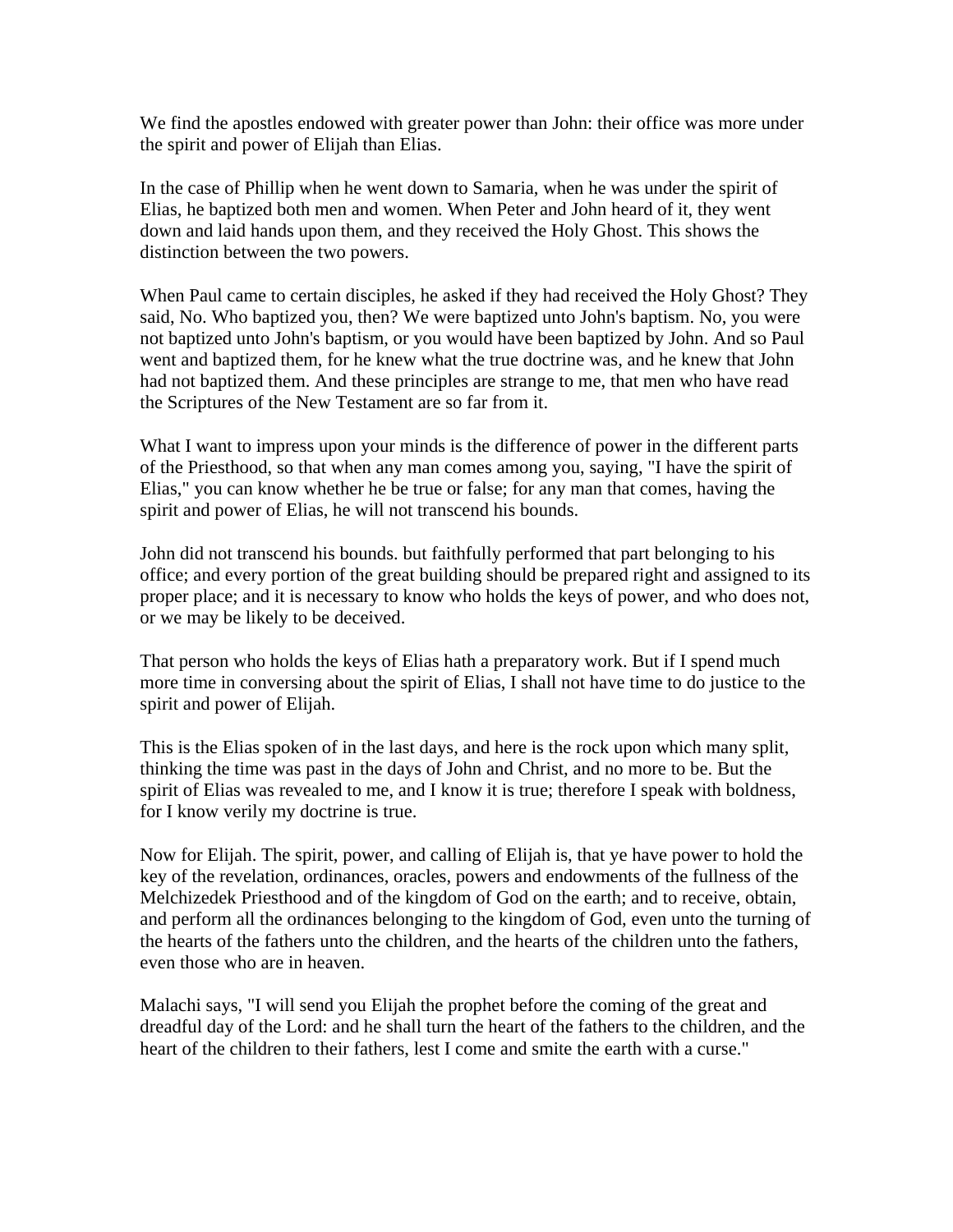We find the apostles endowed with greater power than John: their office was more under the spirit and power of Elijah than Elias.

In the case of Phillip when he went down to Samaria, when he was under the spirit of Elias, he baptized both men and women. When Peter and John heard of it, they went down and laid hands upon them, and they received the Holy Ghost. This shows the distinction between the two powers.

When Paul came to certain disciples, he asked if they had received the Holy Ghost? They said, No. Who baptized you, then? We were baptized unto John's baptism. No, you were not baptized unto John's baptism, or you would have been baptized by John. And so Paul went and baptized them, for he knew what the true doctrine was, and he knew that John had not baptized them. And these principles are strange to me, that men who have read the Scriptures of the New Testament are so far from it.

What I want to impress upon your minds is the difference of power in the different parts of the Priesthood, so that when any man comes among you, saying, "I have the spirit of Elias," you can know whether he be true or false; for any man that comes, having the spirit and power of Elias, he will not transcend his bounds.

John did not transcend his bounds. but faithfully performed that part belonging to his office; and every portion of the great building should be prepared right and assigned to its proper place; and it is necessary to know who holds the keys of power, and who does not, or we may be likely to be deceived.

That person who holds the keys of Elias hath a preparatory work. But if I spend much more time in conversing about the spirit of Elias, I shall not have time to do justice to the spirit and power of Elijah.

This is the Elias spoken of in the last days, and here is the rock upon which many split, thinking the time was past in the days of John and Christ, and no more to be. But the spirit of Elias was revealed to me, and I know it is true; therefore I speak with boldness, for I know verily my doctrine is true.

Now for Elijah. The spirit, power, and calling of Elijah is, that ye have power to hold the key of the revelation, ordinances, oracles, powers and endowments of the fullness of the Melchizedek Priesthood and of the kingdom of God on the earth; and to receive, obtain, and perform all the ordinances belonging to the kingdom of God, even unto the turning of the hearts of the fathers unto the children, and the hearts of the children unto the fathers, even those who are in heaven.

Malachi says, "I will send you Elijah the prophet before the coming of the great and dreadful day of the Lord: and he shall turn the heart of the fathers to the children, and the heart of the children to their fathers, lest I come and smite the earth with a curse."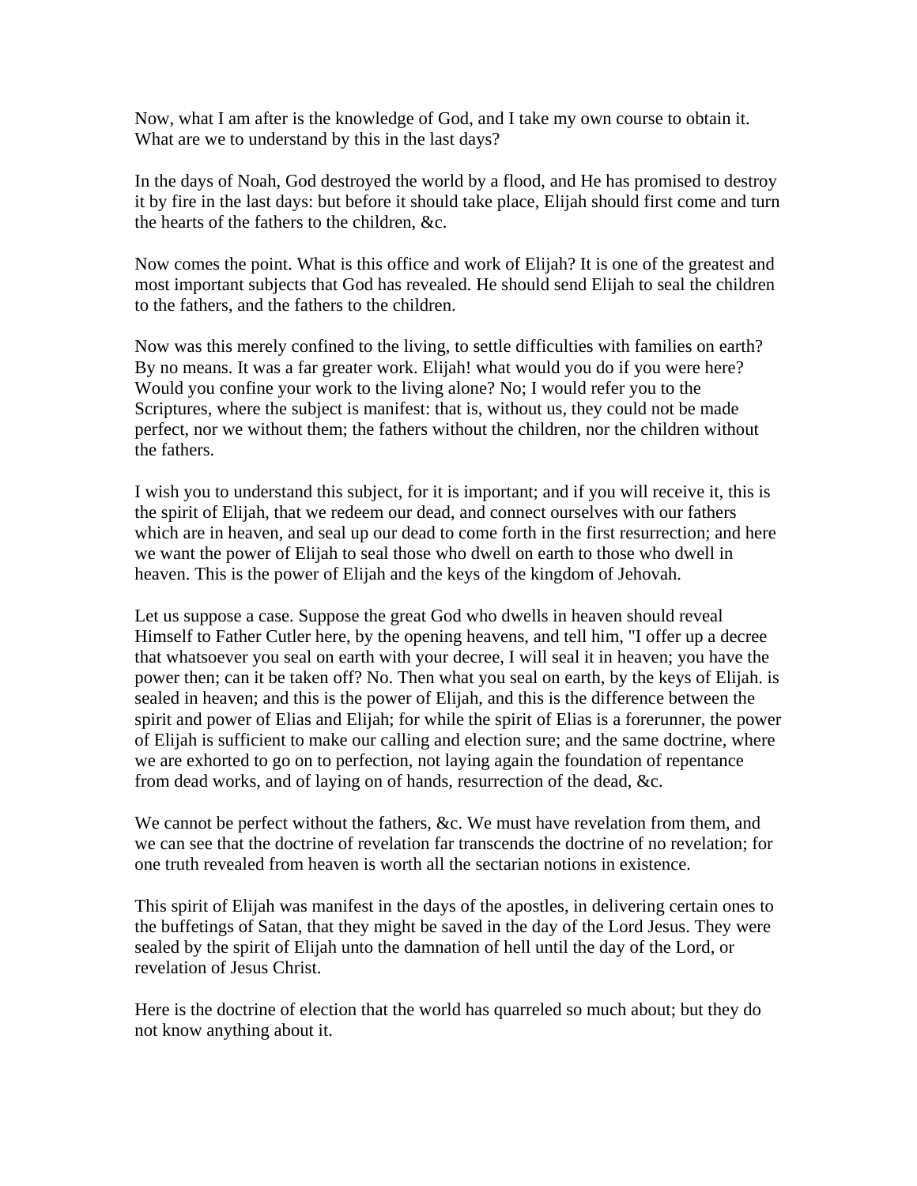Now, what I am after is the knowledge of God, and I take my own course to obtain it. What are we to understand by this in the last days?

In the days of Noah, God destroyed the world by a flood, and He has promised to destroy it by fire in the last days: but before it should take place, Elijah should first come and turn the hearts of the fathers to the children, &c.

Now comes the point. What is this office and work of Elijah? It is one of the greatest and most important subjects that God has revealed. He should send Elijah to seal the children to the fathers, and the fathers to the children.

Now was this merely confined to the living, to settle difficulties with families on earth? By no means. It was a far greater work. Elijah! what would you do if you were here? Would you confine your work to the living alone? No; I would refer you to the Scriptures, where the subject is manifest: that is, without us, they could not be made perfect, nor we without them; the fathers without the children, nor the children without the fathers.

I wish you to understand this subject, for it is important; and if you will receive it, this is the spirit of Elijah, that we redeem our dead, and connect ourselves with our fathers which are in heaven, and seal up our dead to come forth in the first resurrection; and here we want the power of Elijah to seal those who dwell on earth to those who dwell in heaven. This is the power of Elijah and the keys of the kingdom of Jehovah.

Let us suppose a case. Suppose the great God who dwells in heaven should reveal Himself to Father Cutler here, by the opening heavens, and tell him, "I offer up a decree that whatsoever you seal on earth with your decree, I will seal it in heaven; you have the power then; can it be taken off? No. Then what you seal on earth, by the keys of Elijah. is sealed in heaven; and this is the power of Elijah, and this is the difference between the spirit and power of Elias and Elijah; for while the spirit of Elias is a forerunner, the power of Elijah is sufficient to make our calling and election sure; and the same doctrine, where we are exhorted to go on to perfection, not laying again the foundation of repentance from dead works, and of laying on of hands, resurrection of the dead, &c.

We cannot be perfect without the fathers, &c. We must have revelation from them, and we can see that the doctrine of revelation far transcends the doctrine of no revelation; for one truth revealed from heaven is worth all the sectarian notions in existence.

This spirit of Elijah was manifest in the days of the apostles, in delivering certain ones to the buffetings of Satan, that they might be saved in the day of the Lord Jesus. They were sealed by the spirit of Elijah unto the damnation of hell until the day of the Lord, or revelation of Jesus Christ.

Here is the doctrine of election that the world has quarreled so much about; but they do not know anything about it.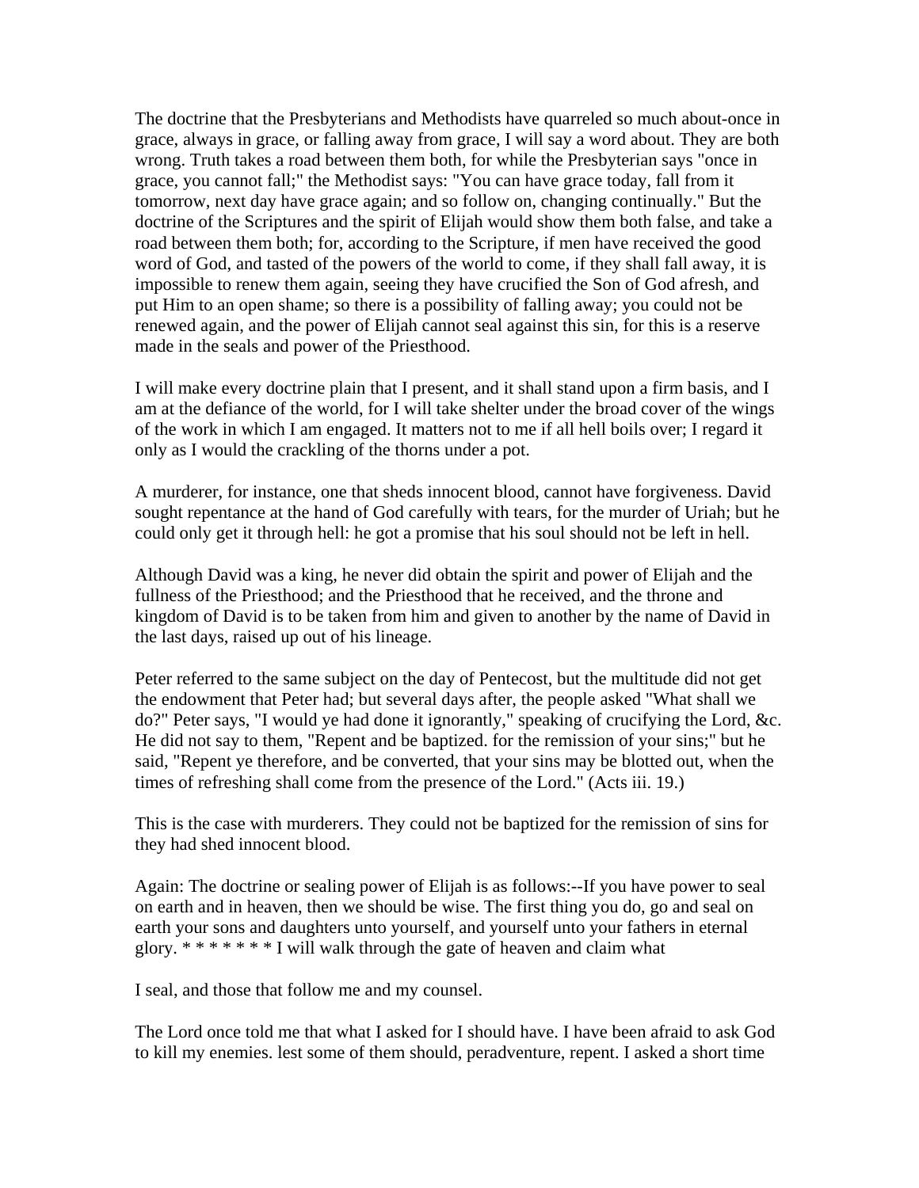The doctrine that the Presbyterians and Methodists have quarreled so much about-once in grace, always in grace, or falling away from grace, I will say a word about. They are both wrong. Truth takes a road between them both, for while the Presbyterian says "once in grace, you cannot fall;" the Methodist says: "You can have grace today, fall from it tomorrow, next day have grace again; and so follow on, changing continually." But the doctrine of the Scriptures and the spirit of Elijah would show them both false, and take a road between them both; for, according to the Scripture, if men have received the good word of God, and tasted of the powers of the world to come, if they shall fall away, it is impossible to renew them again, seeing they have crucified the Son of God afresh, and put Him to an open shame; so there is a possibility of falling away; you could not be renewed again, and the power of Elijah cannot seal against this sin, for this is a reserve made in the seals and power of the Priesthood.

I will make every doctrine plain that I present, and it shall stand upon a firm basis, and I am at the defiance of the world, for I will take shelter under the broad cover of the wings of the work in which I am engaged. It matters not to me if all hell boils over; I regard it only as I would the crackling of the thorns under a pot.

A murderer, for instance, one that sheds innocent blood, cannot have forgiveness. David sought repentance at the hand of God carefully with tears, for the murder of Uriah; but he could only get it through hell: he got a promise that his soul should not be left in hell.

Although David was a king, he never did obtain the spirit and power of Elijah and the fullness of the Priesthood; and the Priesthood that he received, and the throne and kingdom of David is to be taken from him and given to another by the name of David in the last days, raised up out of his lineage.

Peter referred to the same subject on the day of Pentecost, but the multitude did not get the endowment that Peter had; but several days after, the people asked "What shall we do?" Peter says, "I would ye had done it ignorantly," speaking of crucifying the Lord, &c. He did not say to them, "Repent and be baptized. for the remission of your sins;" but he said, "Repent ye therefore, and be converted, that your sins may be blotted out, when the times of refreshing shall come from the presence of the Lord." (Acts iii. 19.)

This is the case with murderers. They could not be baptized for the remission of sins for they had shed innocent blood.

Again: The doctrine or sealing power of Elijah is as follows:--If you have power to seal on earth and in heaven, then we should be wise. The first thing you do, go and seal on earth your sons and daughters unto yourself, and yourself unto your fathers in eternal glory. * * * * * * * I will walk through the gate of heaven and claim what

I seal, and those that follow me and my counsel.

The Lord once told me that what I asked for I should have. I have been afraid to ask God to kill my enemies. lest some of them should, peradventure, repent. I asked a short time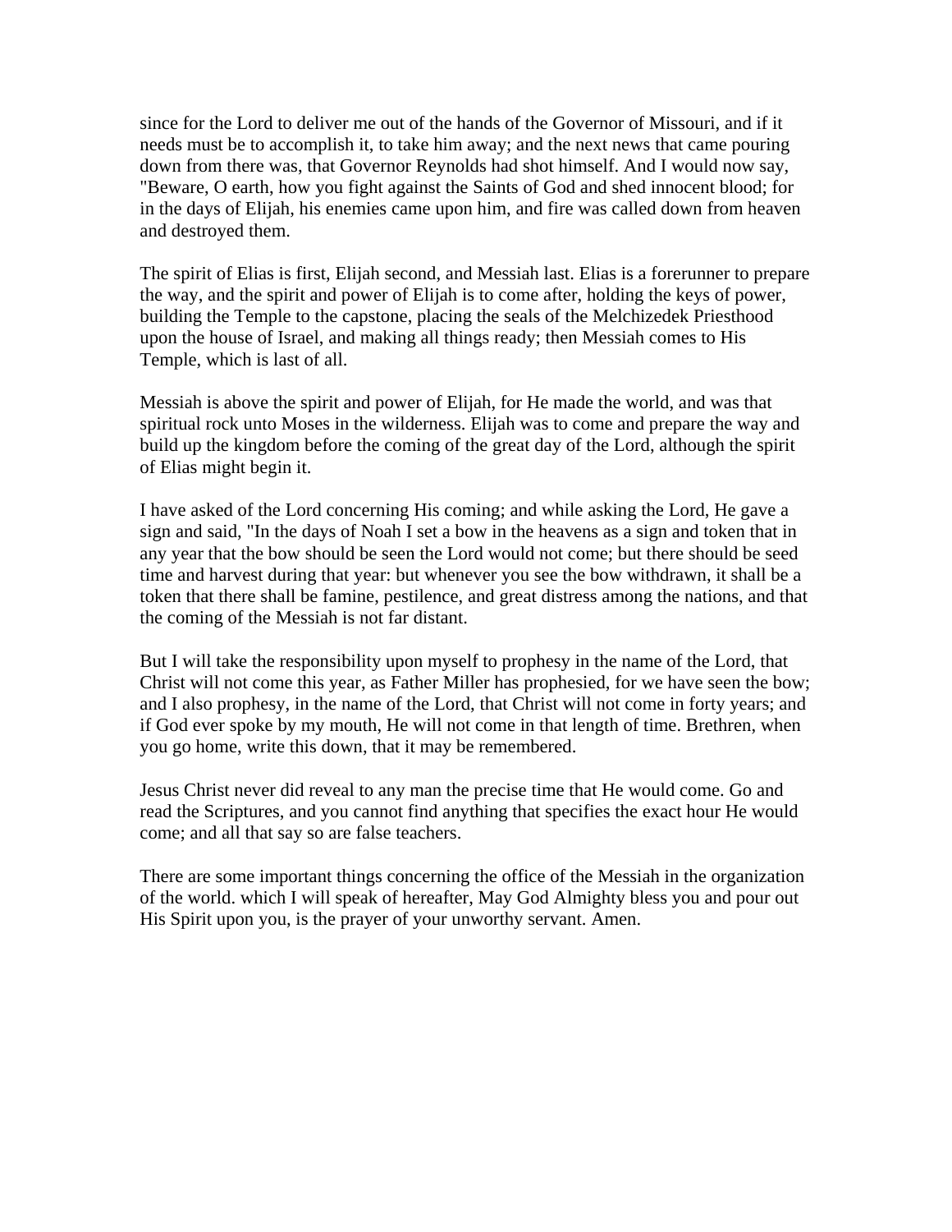since for the Lord to deliver me out of the hands of the Governor of Missouri, and if it needs must be to accomplish it, to take him away; and the next news that came pouring down from there was, that Governor Reynolds had shot himself. And I would now say, "Beware, O earth, how you fight against the Saints of God and shed innocent blood; for in the days of Elijah, his enemies came upon him, and fire was called down from heaven and destroyed them.

The spirit of Elias is first, Elijah second, and Messiah last. Elias is a forerunner to prepare the way, and the spirit and power of Elijah is to come after, holding the keys of power, building the Temple to the capstone, placing the seals of the Melchizedek Priesthood upon the house of Israel, and making all things ready; then Messiah comes to His Temple, which is last of all.

Messiah is above the spirit and power of Elijah, for He made the world, and was that spiritual rock unto Moses in the wilderness. Elijah was to come and prepare the way and build up the kingdom before the coming of the great day of the Lord, although the spirit of Elias might begin it.

I have asked of the Lord concerning His coming; and while asking the Lord, He gave a sign and said, "In the days of Noah I set a bow in the heavens as a sign and token that in any year that the bow should be seen the Lord would not come; but there should be seed time and harvest during that year: but whenever you see the bow withdrawn, it shall be a token that there shall be famine, pestilence, and great distress among the nations, and that the coming of the Messiah is not far distant.

But I will take the responsibility upon myself to prophesy in the name of the Lord, that Christ will not come this year, as Father Miller has prophesied, for we have seen the bow; and I also prophesy, in the name of the Lord, that Christ will not come in forty years; and if God ever spoke by my mouth, He will not come in that length of time. Brethren, when you go home, write this down, that it may be remembered.

Jesus Christ never did reveal to any man the precise time that He would come. Go and read the Scriptures, and you cannot find anything that specifies the exact hour He would come; and all that say so are false teachers.

There are some important things concerning the office of the Messiah in the organization of the world. which I will speak of hereafter, May God Almighty bless you and pour out His Spirit upon you, is the prayer of your unworthy servant. Amen.